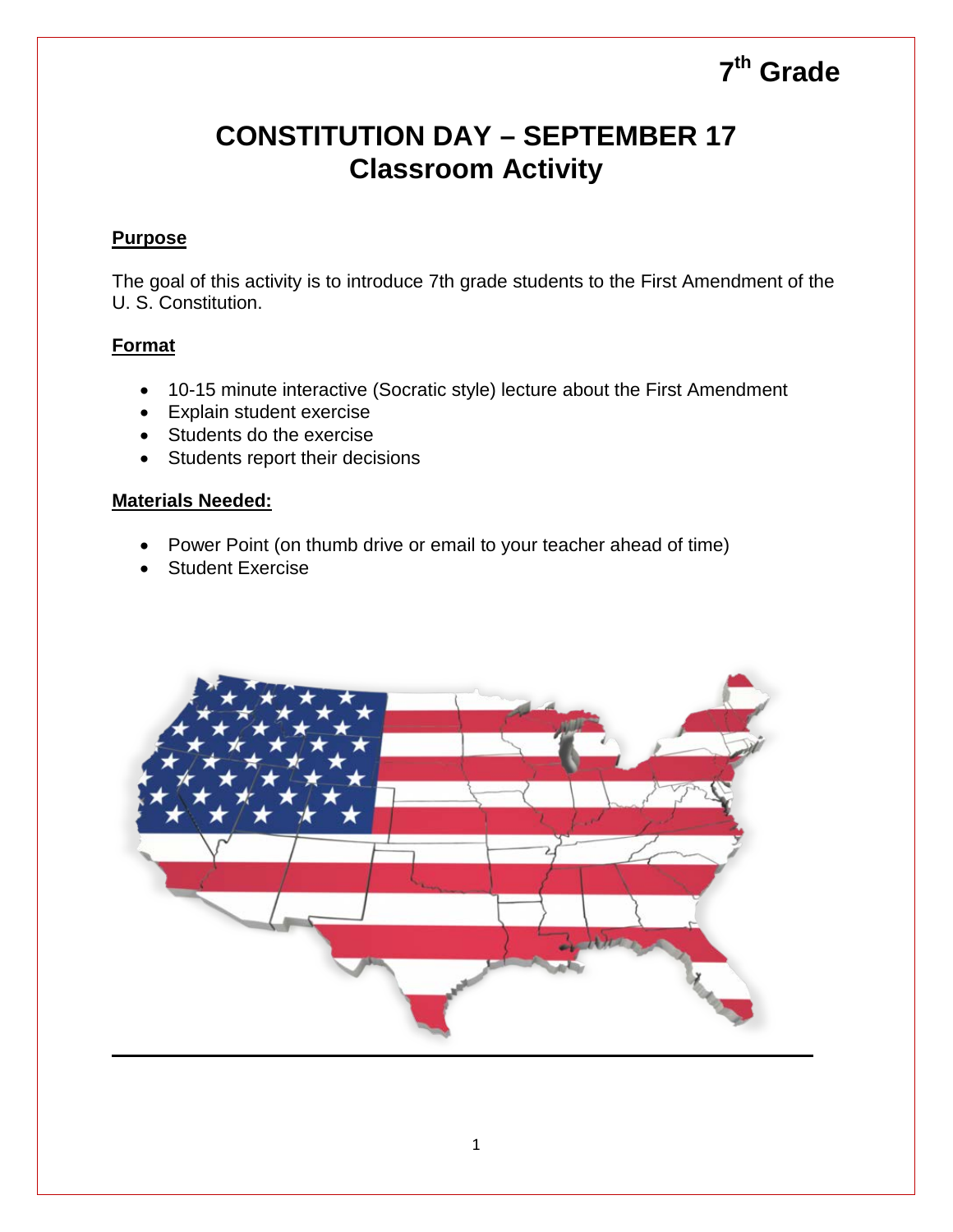7th Grade

# CONSTITUTION DAY – SEPTEMBER 17
## Classroom Activity

**Purpose**

The goal of this activity is to introduce 7th grade students to the First Amendment of the U. S. Constitution.

**Format**

- 10-15 minute interactive (Socratic style) lecture about the First Amendment
- Explain student exercise
- Students do the exercise
- Students report their decisions

**Materials Needed:**

- Power Point (on thumb drive or email to your teacher ahead of time)
- Student Exercise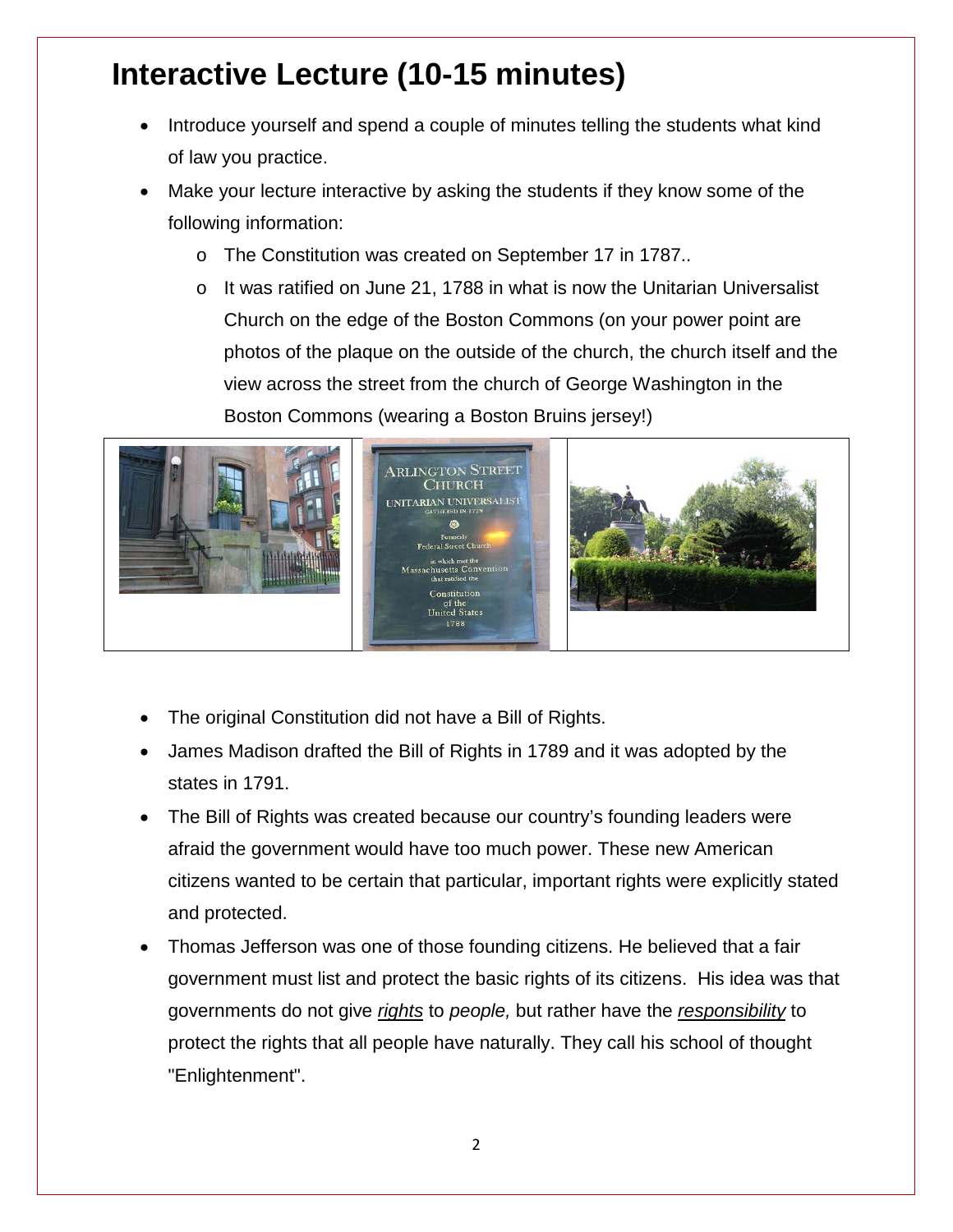# Interactive Lecture (10-15 minutes)

- Introduce yourself and spend a couple of minutes telling the students what kind of law you practice.
- Make your lecture interactive by asking the students if they know some of the following information:
  - The Constitution was created on September 17 in 1787..
  - It was ratified on June 21, 1788 in what is now the Unitarian Universalist Church on the edge of the Boston Commons (on your power point are photos of the plaque on the outside of the church, the church itself and the view across the street from the church of George Washington in the Boston Commons (wearing a Boston Bruins jersey!)

- The original Constitution did not have a Bill of Rights.
- James Madison drafted the Bill of Rights in 1789 and it was adopted by the states in 1791.
- The Bill of Rights was created because our country's founding leaders were afraid the government would have too much power. These new American citizens wanted to be certain that particular, important rights were explicitly stated and protected.
- Thomas Jefferson was one of those founding citizens. He believed that a fair government must list and protect the basic rights of its citizens. His idea was that governments do not give *rights* to *people,* but rather have the *responsibility* to protect the rights that all people have naturally. They call his school of thought "Enlightenment".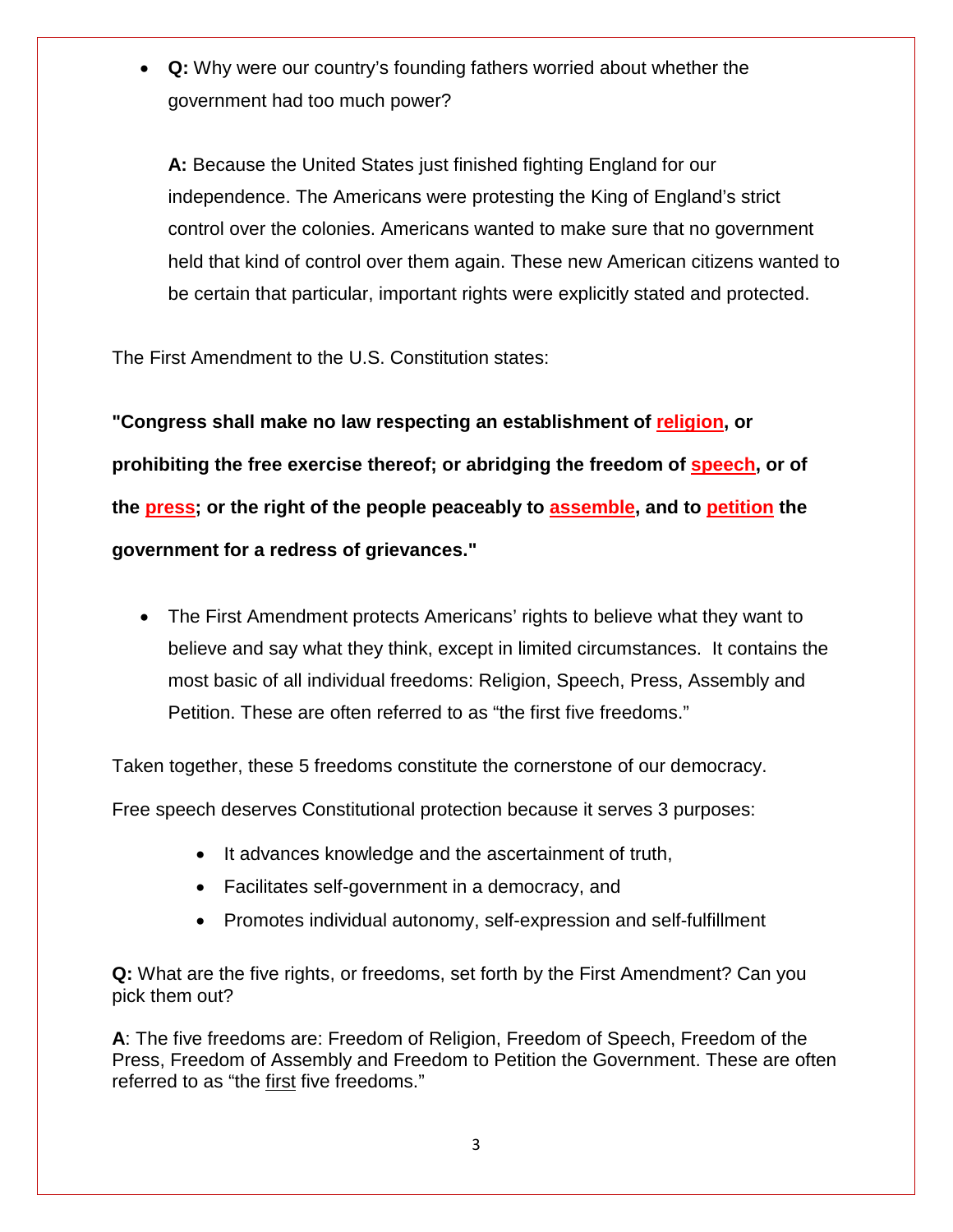- **Q:** Why were our country's founding fathers worried about whether the government had too much power?

  **A:** Because the United States just finished fighting England for our independence. The Americans were protesting the King of England's strict control over the colonies. Americans wanted to make sure that no government held that kind of control over them again. These new American citizens wanted to be certain that particular, important rights were explicitly stated and protected.

The First Amendment to the U.S. Constitution states:

**"Congress shall make no law respecting an establishment of religion, or prohibiting the free exercise thereof; or abridging the freedom of speech, or of the press; or the right of the people peaceably to assemble, and to petition the government for a redress of grievances."**

- The First Amendment protects Americans' rights to believe what they want to believe and say what they think, except in limited circumstances. It contains the most basic of all individual freedoms: Religion, Speech, Press, Assembly and Petition. These are often referred to as "the first five freedoms."

Taken together, these 5 freedoms constitute the cornerstone of our democracy.

Free speech deserves Constitutional protection because it serves 3 purposes:

- It advances knowledge and the ascertainment of truth,
- Facilitates self-government in a democracy, and
- Promotes individual autonomy, self-expression and self-fulfillment

**Q:** What are the five rights, or freedoms, set forth by the First Amendment? Can you pick them out?

**A**: The five freedoms are: Freedom of Religion, Freedom of Speech, Freedom of the Press, Freedom of Assembly and Freedom to Petition the Government. These are often referred to as "the first five freedoms."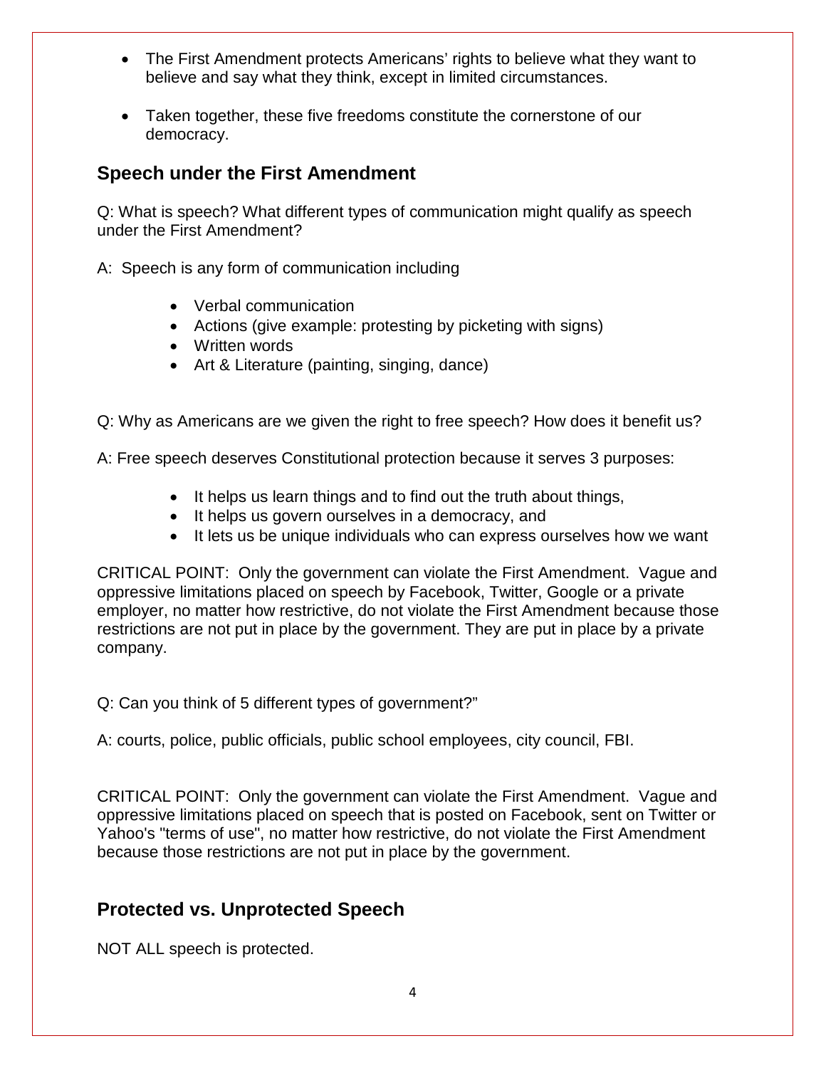- The First Amendment protects Americans' rights to believe what they want to believe and say what they think, except in limited circumstances.
- Taken together, these five freedoms constitute the cornerstone of our democracy.

## Speech under the First Amendment

Q: What is speech? What different types of communication might qualify as speech under the First Amendment?

A: Speech is any form of communication including

- Verbal communication
- Actions (give example: protesting by picketing with signs)
- Written words
- Art & Literature (painting, singing, dance)

Q: Why as Americans are we given the right to free speech? How does it benefit us?

A: Free speech deserves Constitutional protection because it serves 3 purposes:

- It helps us learn things and to find out the truth about things,
- It helps us govern ourselves in a democracy, and
- It lets us be unique individuals who can express ourselves how we want

CRITICAL POINT: Only the government can violate the First Amendment. Vague and oppressive limitations placed on speech by Facebook, Twitter, Google or a private employer, no matter how restrictive, do not violate the First Amendment because those restrictions are not put in place by the government. They are put in place by a private company.

Q: Can you think of 5 different types of government?"

A: courts, police, public officials, public school employees, city council, FBI.

CRITICAL POINT: Only the government can violate the First Amendment. Vague and oppressive limitations placed on speech that is posted on Facebook, sent on Twitter or Yahoo's "terms of use", no matter how restrictive, do not violate the First Amendment because those restrictions are not put in place by the government.

## Protected vs. Unprotected Speech

NOT ALL speech is protected.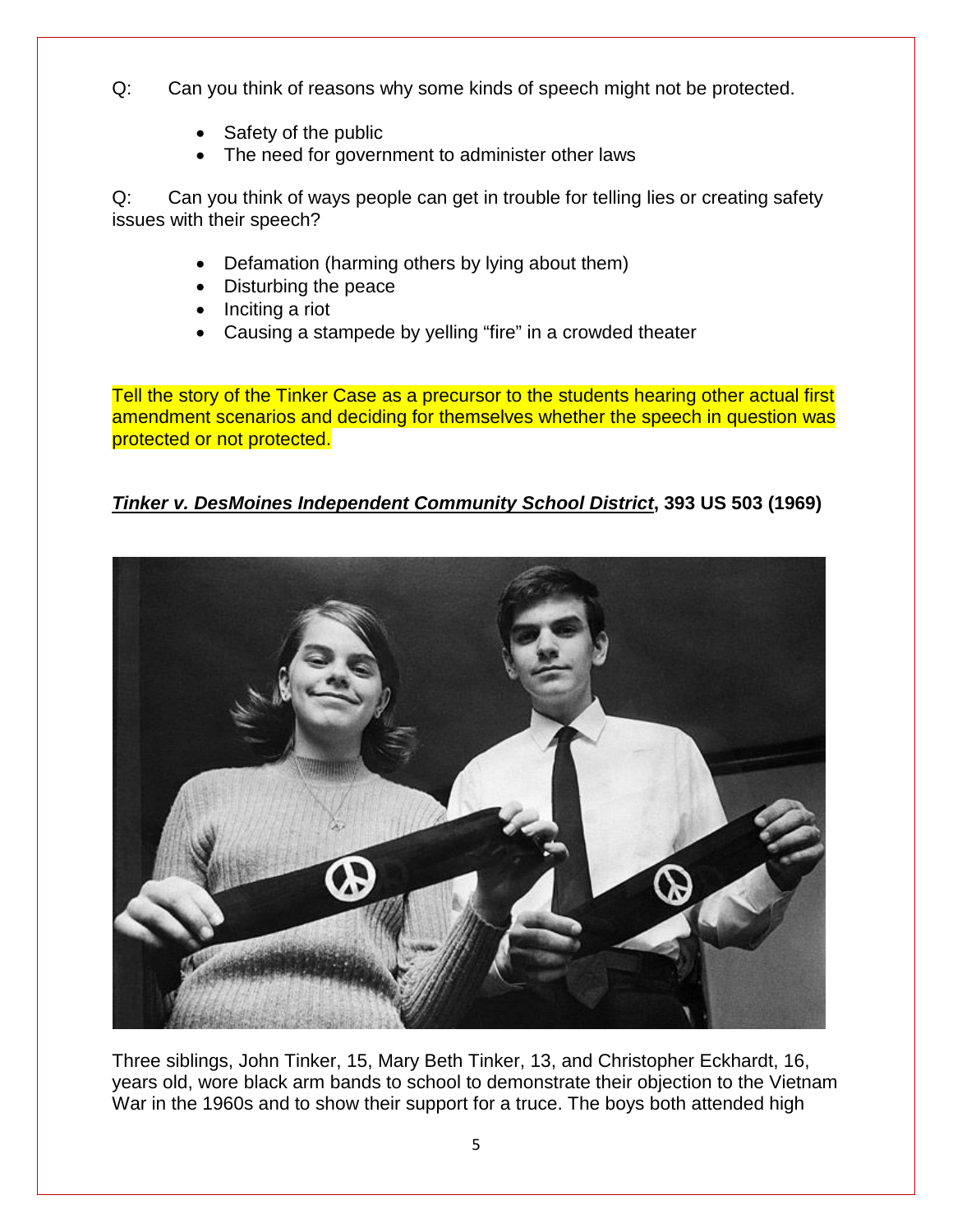Q: Can you think of reasons why some kinds of speech might not be protected.

- Safety of the public
- The need for government to administer other laws

Q: Can you think of ways people can get in trouble for telling lies or creating safety issues with their speech?

- Defamation (harming others by lying about them)
- Disturbing the peace
- Inciting a riot
- Causing a stampede by yelling "fire" in a crowded theater

Tell the story of the Tinker Case as a precursor to the students hearing other actual first amendment scenarios and deciding for themselves whether the speech in question was protected or not protected.

***Tinker v. DesMoines Independent Community School District*, 393 US 503 (1969)**

Three siblings, John Tinker, 15, Mary Beth Tinker, 13, and Christopher Eckhardt, 16, years old, wore black arm bands to school to demonstrate their objection to the Vietnam War in the 1960s and to show their support for a truce. The boys both attended high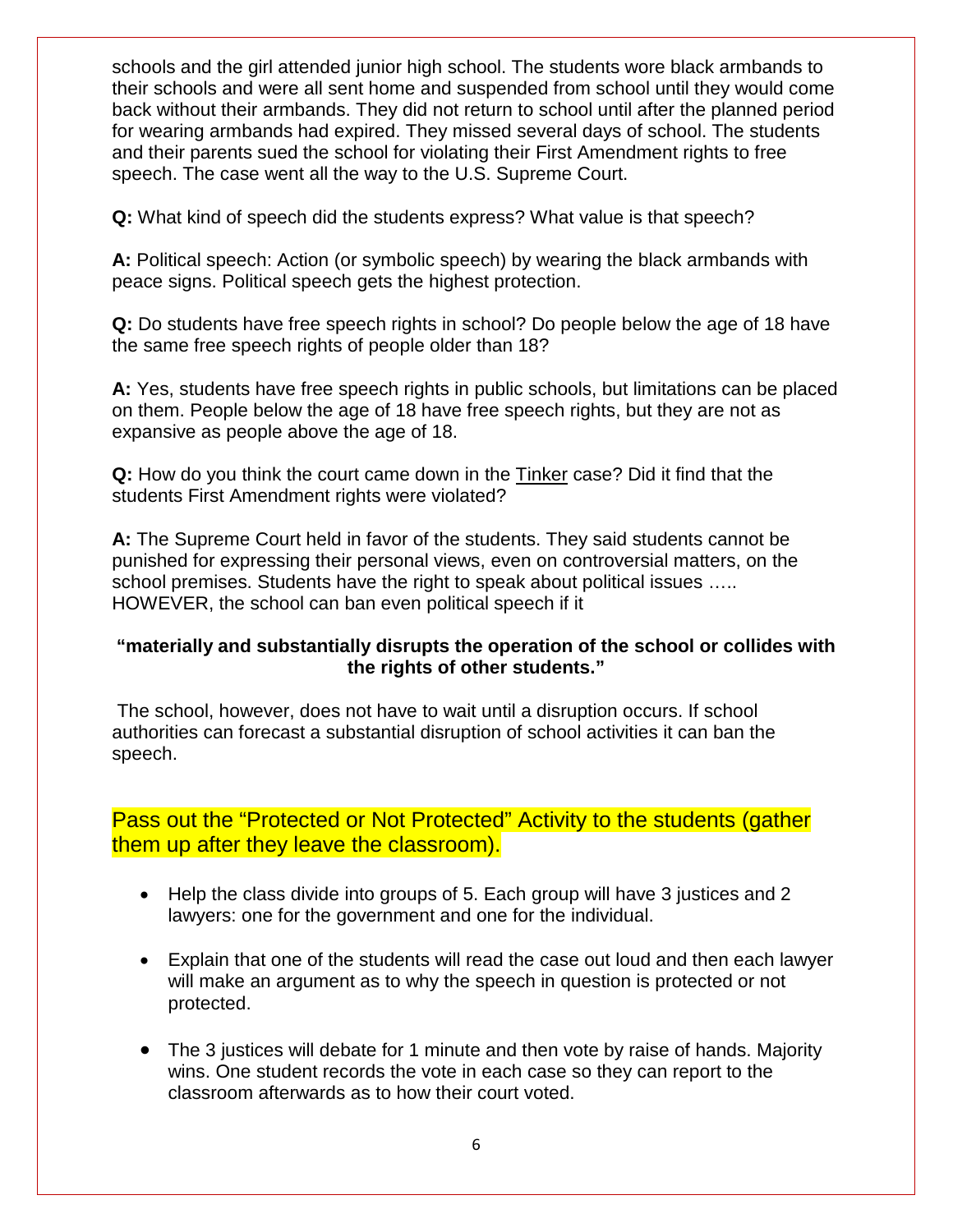schools and the girl attended junior high school. The students wore black armbands to their schools and were all sent home and suspended from school until they would come back without their armbands. They did not return to school until after the planned period for wearing armbands had expired. They missed several days of school. The students and their parents sued the school for violating their First Amendment rights to free speech. The case went all the way to the U.S. Supreme Court.

**Q:** What kind of speech did the students express? What value is that speech?

**A:** Political speech: Action (or symbolic speech) by wearing the black armbands with peace signs. Political speech gets the highest protection.

**Q:** Do students have free speech rights in school? Do people below the age of 18 have the same free speech rights of people older than 18?

**A:** Yes, students have free speech rights in public schools, but limitations can be placed on them. People below the age of 18 have free speech rights, but they are not as expansive as people above the age of 18.

**Q:** How do you think the court came down in the <u>Tinker</u> case? Did it find that the students First Amendment rights were violated?

**A:** The Supreme Court held in favor of the students. They said students cannot be punished for expressing their personal views, even on controversial matters, on the school premises. Students have the right to speak about political issues ….. HOWEVER, the school can ban even political speech if it

**"materially and substantially disrupts the operation of the school or collides with the rights of other students."**

The school, however, does not have to wait until a disruption occurs. If school authorities can forecast a substantial disruption of school activities it can ban the speech.

Pass out the "Protected or Not Protected" Activity to the students (gather them up after they leave the classroom).

- Help the class divide into groups of 5. Each group will have 3 justices and 2 lawyers: one for the government and one for the individual.
- Explain that one of the students will read the case out loud and then each lawyer will make an argument as to why the speech in question is protected or not protected.
- The 3 justices will debate for 1 minute and then vote by raise of hands. Majority wins. One student records the vote in each case so they can report to the classroom afterwards as to how their court voted.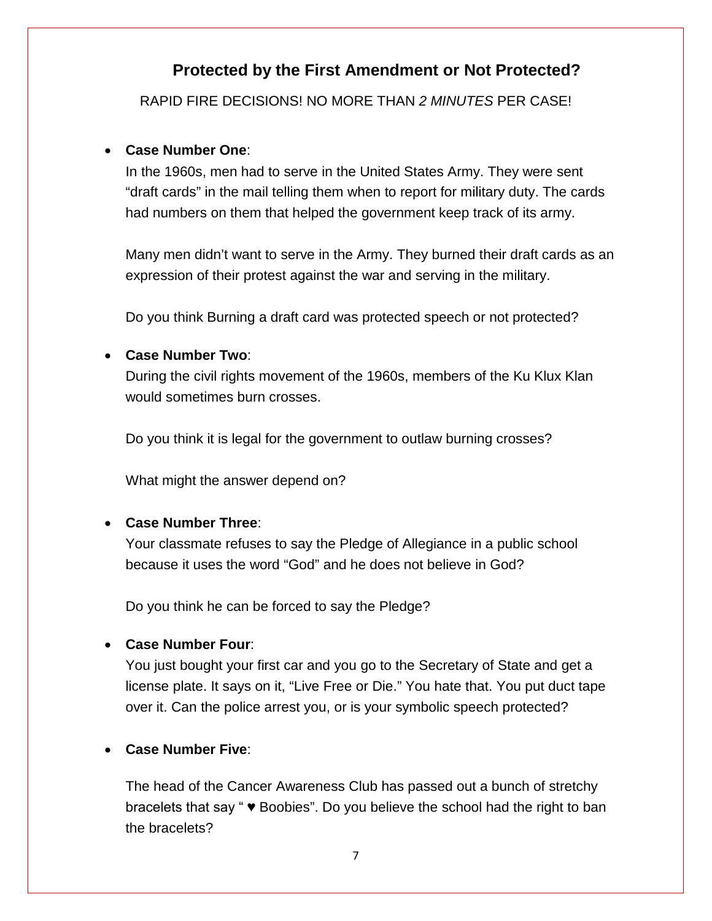## Protected by the First Amendment or Not Protected?

RAPID FIRE DECISIONS! NO MORE THAN *2 MINUTES* PER CASE!

- **Case Number One**:

  In the 1960s, men had to serve in the United States Army. They were sent "draft cards" in the mail telling them when to report for military duty. The cards had numbers on them that helped the government keep track of its army.

  Many men didn't want to serve in the Army. They burned their draft cards as an expression of their protest against the war and serving in the military.

  Do you think Burning a draft card was protected speech or not protected?

- **Case Number Two**:

  During the civil rights movement of the 1960s, members of the Ku Klux Klan would sometimes burn crosses.

  Do you think it is legal for the government to outlaw burning crosses?

  What might the answer depend on?

- **Case Number Three**:

  Your classmate refuses to say the Pledge of Allegiance in a public school because it uses the word "God" and he does not believe in God?

  Do you think he can be forced to say the Pledge?

- **Case Number Four**:

  You just bought your first car and you go to the Secretary of State and get a license plate. It says on it, "Live Free or Die." You hate that. You put duct tape over it. Can the police arrest you, or is your symbolic speech protected?

- **Case Number Five**:

  The head of the Cancer Awareness Club has passed out a bunch of stretchy bracelets that say " ♥ Boobies". Do you believe the school had the right to ban the bracelets?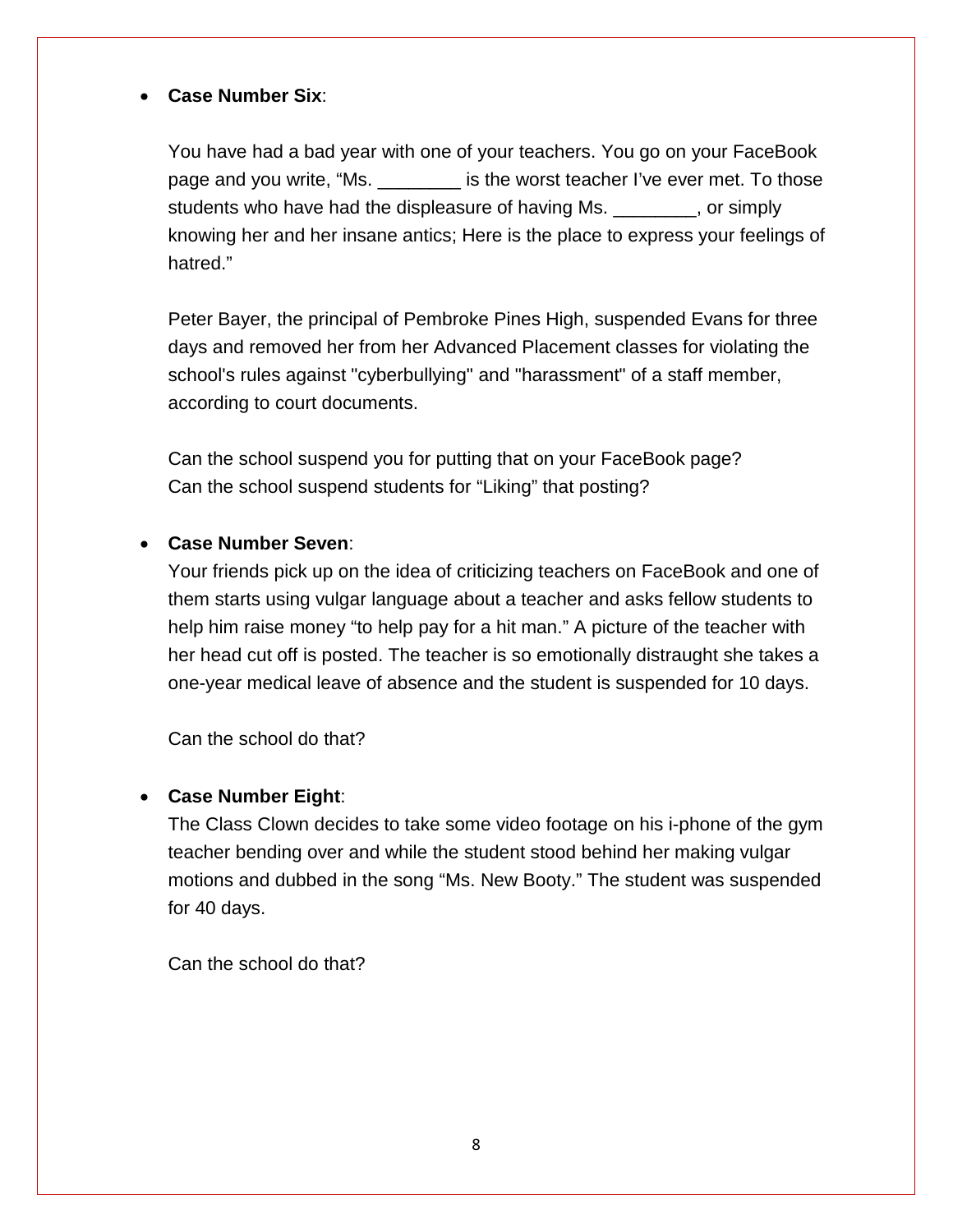- **Case Number Six**:

  You have had a bad year with one of your teachers. You go on your FaceBook page and you write, "Ms. ________ is the worst teacher I've ever met. To those students who have had the displeasure of having Ms. ________, or simply knowing her and her insane antics; Here is the place to express your feelings of hatred."

  Peter Bayer, the principal of Pembroke Pines High, suspended Evans for three days and removed her from her Advanced Placement classes for violating the school's rules against "cyberbullying" and "harassment" of a staff member, according to court documents.

  Can the school suspend you for putting that on your FaceBook page?
  Can the school suspend students for "Liking" that posting?

- **Case Number Seven**:
  Your friends pick up on the idea of criticizing teachers on FaceBook and one of them starts using vulgar language about a teacher and asks fellow students to help him raise money "to help pay for a hit man." A picture of the teacher with her head cut off is posted. The teacher is so emotionally distraught she takes a one-year medical leave of absence and the student is suspended for 10 days.

  Can the school do that?

- **Case Number Eight**:
  The Class Clown decides to take some video footage on his i-phone of the gym teacher bending over and while the student stood behind her making vulgar motions and dubbed in the song "Ms. New Booty." The student was suspended for 40 days.

  Can the school do that?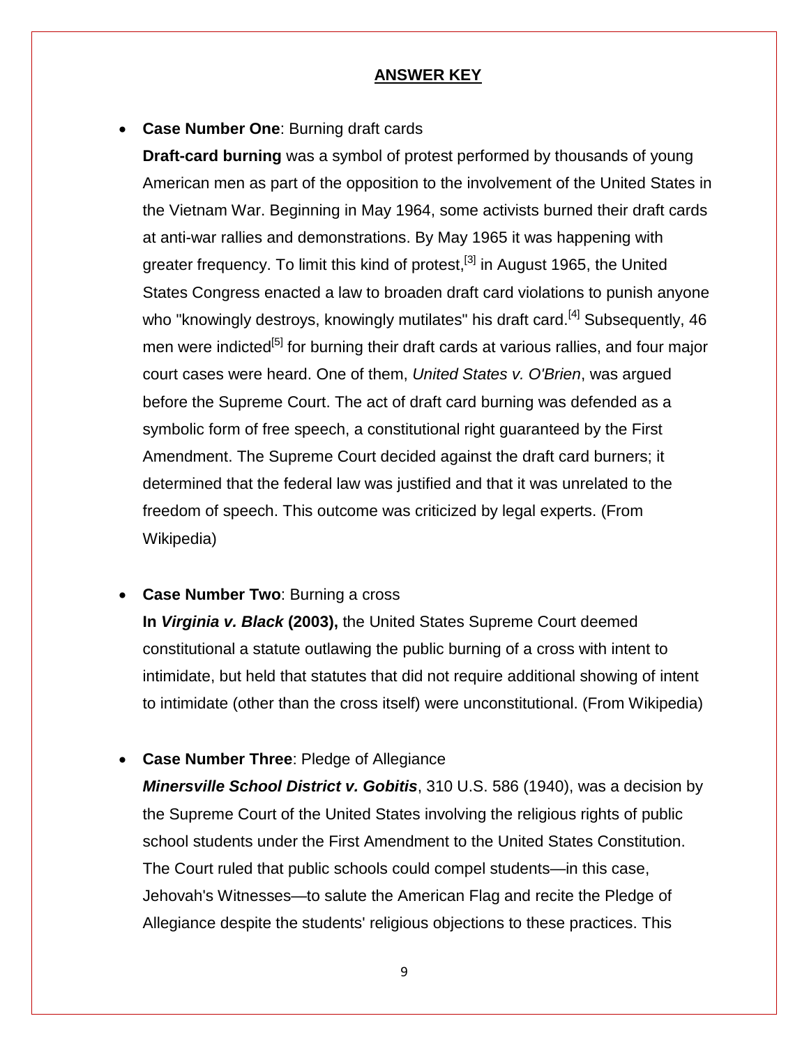## ANSWER KEY

- **Case Number One**: Burning draft cards

  **Draft-card burning** was a symbol of protest performed by thousands of young American men as part of the opposition to the involvement of the United States in the Vietnam War. Beginning in May 1964, some activists burned their draft cards at anti-war rallies and demonstrations. By May 1965 it was happening with greater frequency. To limit this kind of protest,[3] in August 1965, the United States Congress enacted a law to broaden draft card violations to punish anyone who "knowingly destroys, knowingly mutilates" his draft card.[4] Subsequently, 46 men were indicted[5] for burning their draft cards at various rallies, and four major court cases were heard. One of them, *United States v. O'Brien*, was argued before the Supreme Court. The act of draft card burning was defended as a symbolic form of free speech, a constitutional right guaranteed by the First Amendment. The Supreme Court decided against the draft card burners; it determined that the federal law was justified and that it was unrelated to the freedom of speech. This outcome was criticized by legal experts. (From Wikipedia)

- **Case Number Two**: Burning a cross

  **In *Virginia v. Black* (2003),** the United States Supreme Court deemed constitutional a statute outlawing the public burning of a cross with intent to intimidate, but held that statutes that did not require additional showing of intent to intimidate (other than the cross itself) were unconstitutional. (From Wikipedia)

- **Case Number Three**: Pledge of Allegiance

  ***Minersville School District v. Gobitis***, 310 U.S. 586 (1940), was a decision by the Supreme Court of the United States involving the religious rights of public school students under the First Amendment to the United States Constitution. The Court ruled that public schools could compel students—in this case, Jehovah's Witnesses—to salute the American Flag and recite the Pledge of Allegiance despite the students' religious objections to these practices. This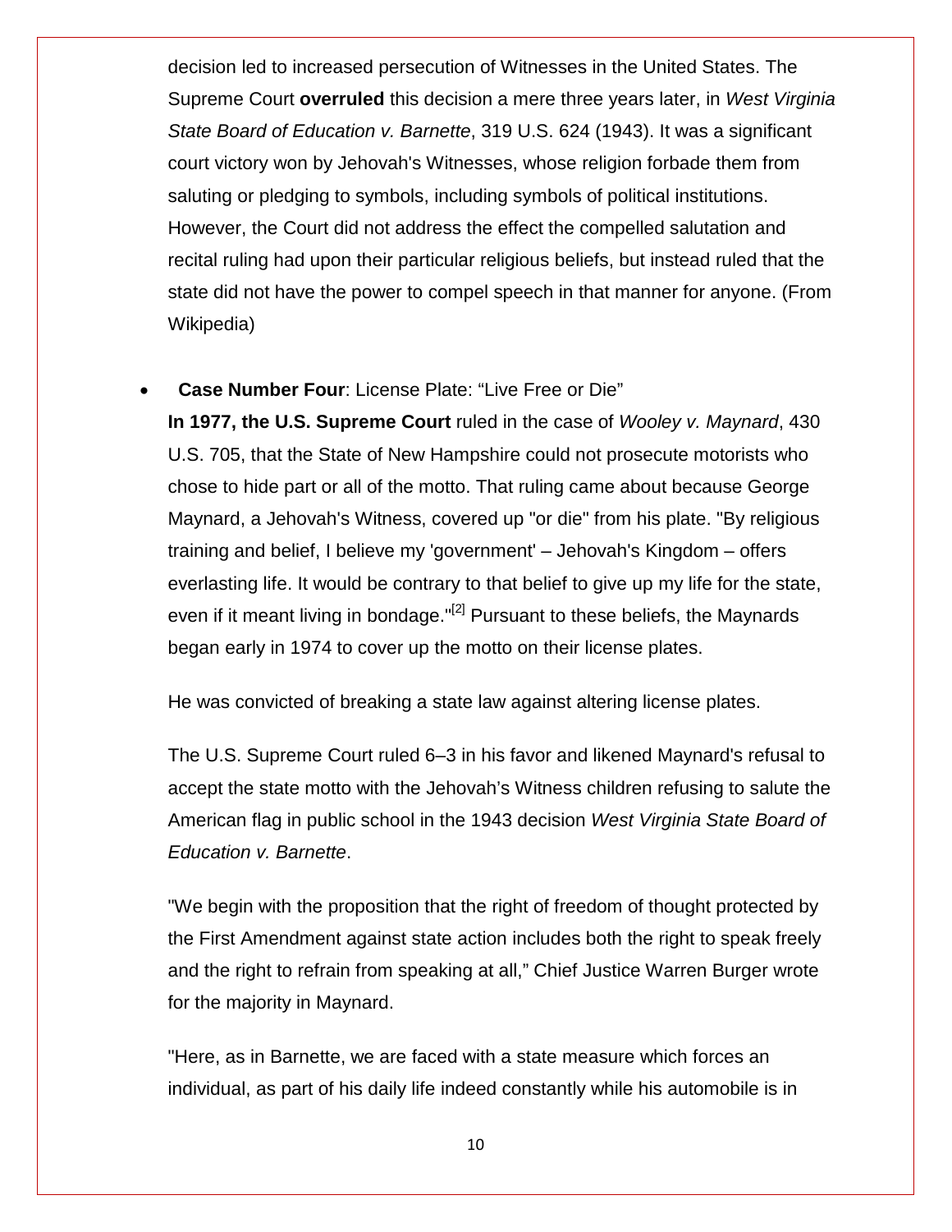decision led to increased persecution of Witnesses in the United States. The Supreme Court **overruled** this decision a mere three years later, in *West Virginia State Board of Education v. Barnette*, 319 U.S. 624 (1943). It was a significant court victory won by Jehovah's Witnesses, whose religion forbade them from saluting or pledging to symbols, including symbols of political institutions. However, the Court did not address the effect the compelled salutation and recital ruling had upon their particular religious beliefs, but instead ruled that the state did not have the power to compel speech in that manner for anyone. (From Wikipedia)

- **Case Number Four**: License Plate: "Live Free or Die"

  **In 1977, the U.S. Supreme Court** ruled in the case of *Wooley v. Maynard*, 430 U.S. 705, that the State of New Hampshire could not prosecute motorists who chose to hide part or all of the motto. That ruling came about because George Maynard, a Jehovah's Witness, covered up "or die" from his plate. "By religious training and belief, I believe my 'government' – Jehovah's Kingdom – offers everlasting life. It would be contrary to that belief to give up my life for the state, even if it meant living in bondage."[2] Pursuant to these beliefs, the Maynards began early in 1974 to cover up the motto on their license plates.

  He was convicted of breaking a state law against altering license plates.

  The U.S. Supreme Court ruled 6–3 in his favor and likened Maynard's refusal to accept the state motto with the Jehovah's Witness children refusing to salute the American flag in public school in the 1943 decision *West Virginia State Board of Education v. Barnette*.

  "We begin with the proposition that the right of freedom of thought protected by the First Amendment against state action includes both the right to speak freely and the right to refrain from speaking at all," Chief Justice Warren Burger wrote for the majority in Maynard.

  "Here, as in Barnette, we are faced with a state measure which forces an individual, as part of his daily life indeed constantly while his automobile is in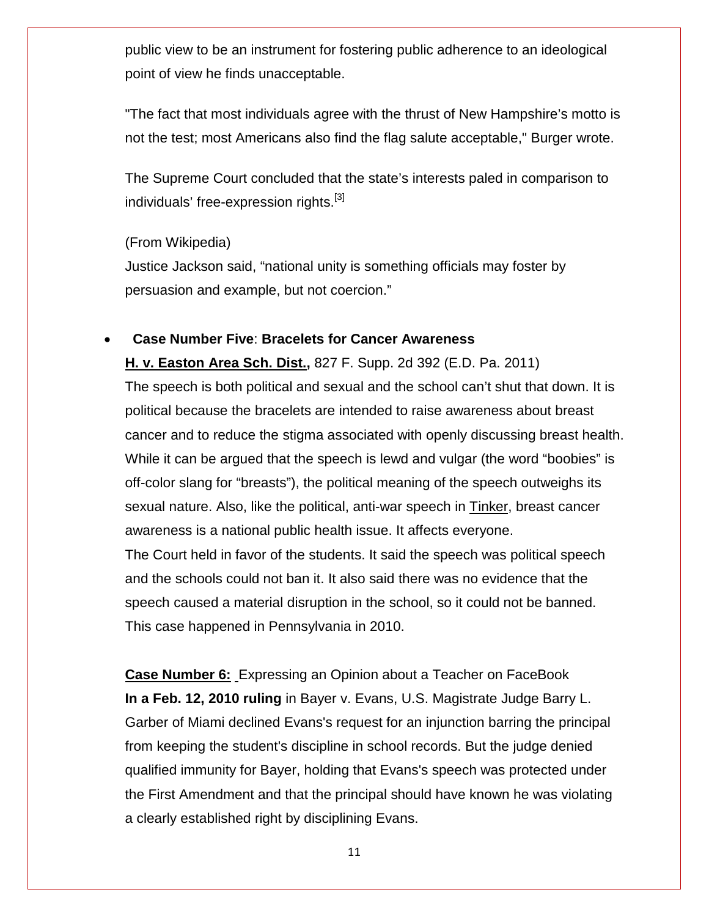public view to be an instrument for fostering public adherence to an ideological point of view he finds unacceptable.

"The fact that most individuals agree with the thrust of New Hampshire's motto is not the test; most Americans also find the flag salute acceptable," Burger wrote.

The Supreme Court concluded that the state's interests paled in comparison to individuals' free-expression rights.[3]

(From Wikipedia)
Justice Jackson said, "national unity is something officials may foster by persuasion and example, but not coercion."

- **Case Number Five**: **Bracelets for Cancer Awareness**
  **H. v. Easton Area Sch. Dist.,** 827 F. Supp. 2d 392 (E.D. Pa. 2011)
  The speech is both political and sexual and the school can't shut that down. It is political because the bracelets are intended to raise awareness about breast cancer and to reduce the stigma associated with openly discussing breast health. While it can be argued that the speech is lewd and vulgar (the word "boobies" is off-color slang for "breasts"), the political meaning of the speech outweighs its sexual nature. Also, like the political, anti-war speech in Tinker, breast cancer awareness is a national public health issue. It affects everyone.
  The Court held in favor of the students. It said the speech was political speech and the schools could not ban it. It also said there was no evidence that the speech caused a material disruption in the school, so it could not be banned. This case happened in Pennsylvania in 2010.

  **Case Number 6:** Expressing an Opinion about a Teacher on FaceBook
  **In a Feb. 12, 2010 ruling** in Bayer v. Evans, U.S. Magistrate Judge Barry L. Garber of Miami declined Evans's request for an injunction barring the principal from keeping the student's discipline in school records. But the judge denied qualified immunity for Bayer, holding that Evans's speech was protected under the First Amendment and that the principal should have known he was violating a clearly established right by disciplining Evans.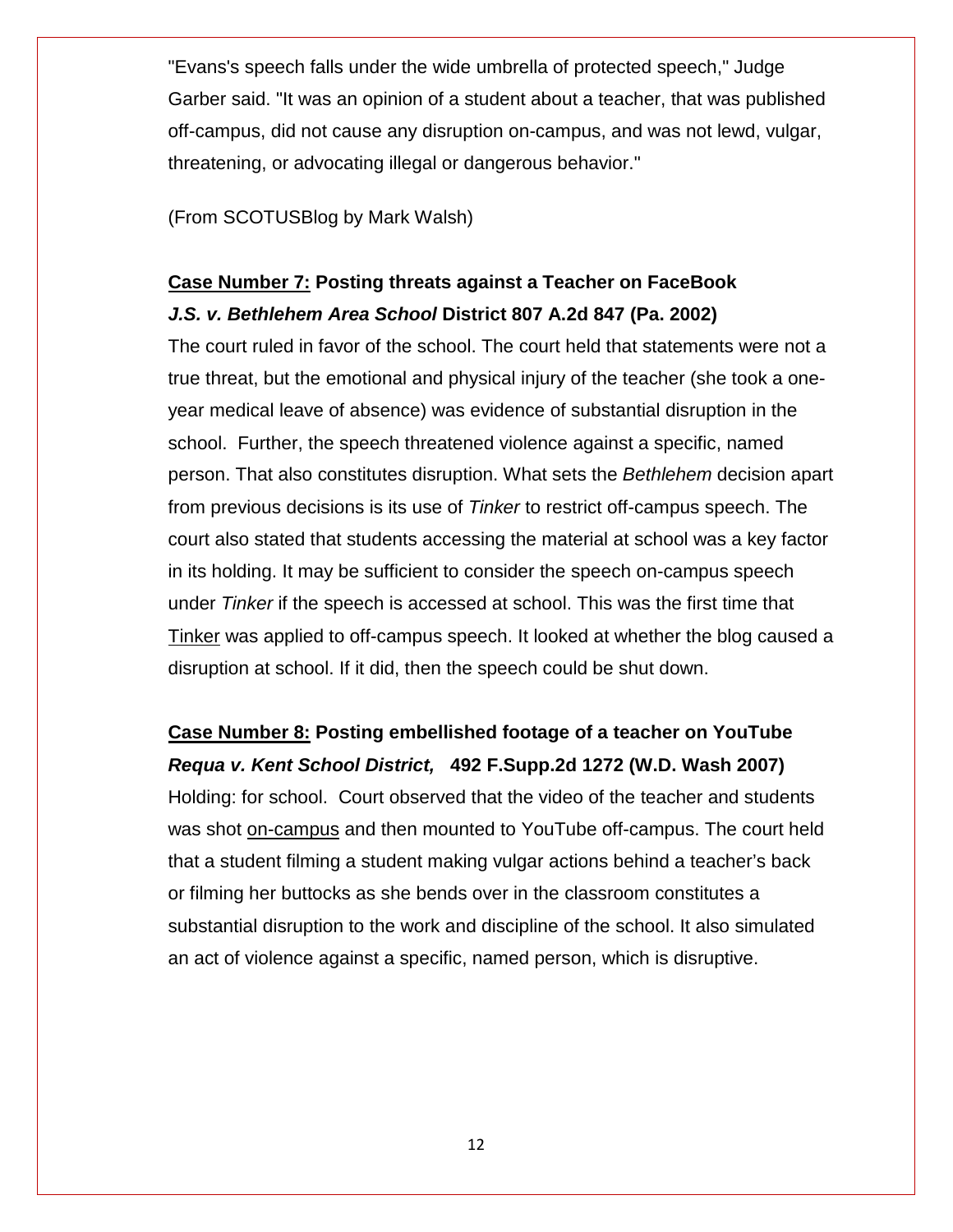"Evans's speech falls under the wide umbrella of protected speech," Judge Garber said. "It was an opinion of a student about a teacher, that was published off-campus, did not cause any disruption on-campus, and was not lewd, vulgar, threatening, or advocating illegal or dangerous behavior."

(From SCOTUSBlog by Mark Walsh)

**Case Number 7: Posting threats against a Teacher on FaceBook**
***J.S. v. Bethlehem Area School* District 807 A.2d 847 (Pa. 2002)**

The court ruled in favor of the school. The court held that statements were not a true threat, but the emotional and physical injury of the teacher (she took a one-year medical leave of absence) was evidence of substantial disruption in the school. Further, the speech threatened violence against a specific, named person. That also constitutes disruption. What sets the *Bethlehem* decision apart from previous decisions is its use of *Tinker* to restrict off-campus speech. The court also stated that students accessing the material at school was a key factor in its holding. It may be sufficient to consider the speech on-campus speech under *Tinker* if the speech is accessed at school. This was the first time that Tinker was applied to off-campus speech. It looked at whether the blog caused a disruption at school. If it did, then the speech could be shut down.

**Case Number 8: Posting embellished footage of a teacher on YouTube**
***Requa v. Kent School District,* 492 F.Supp.2d 1272 (W.D. Wash 2007)**

Holding: for school. Court observed that the video of the teacher and students was shot on-campus and then mounted to YouTube off-campus. The court held that a student filming a student making vulgar actions behind a teacher's back or filming her buttocks as she bends over in the classroom constitutes a substantial disruption to the work and discipline of the school. It also simulated an act of violence against a specific, named person, which is disruptive.